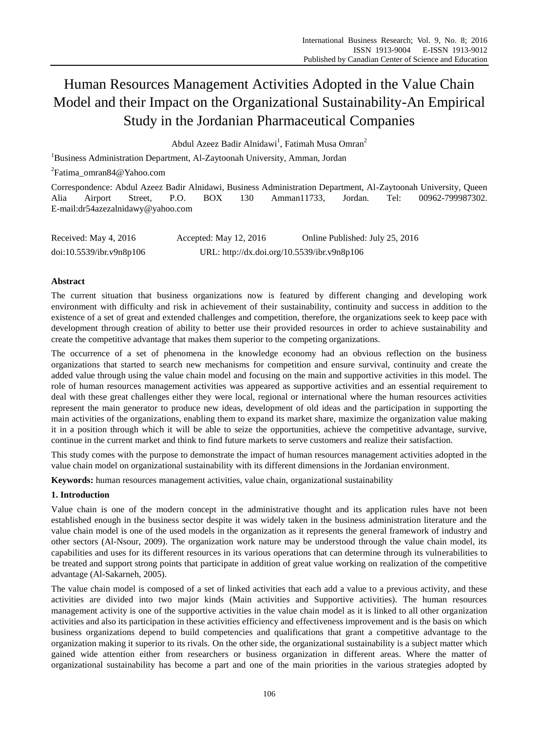# Human Resources Management Activities Adopted in the Value Chain Model and their Impact on the Organizational Sustainability-An Empirical Study in the Jordanian Pharmaceutical Companies

Abdul Azeez Badir Alnidawi[1], Fatimah Musa Omran[2]

[1]Business Administration Department, Al-Zaytoonah University, Amman, Jordan

[2]Fatima_omran84@Yahoo.com

Correspondence: Abdul Azeez Badir Alnidawi, Business Administration Department, Al-Zaytoonah University, Queen Alia Airport Street, P.O. BOX 130 Amman11733, Jordan. Tel: 00962-799987302. E-mail:dr54azezalnidawy@yahoo.com

Received: May 4, 2016 Accepted: May 12, 2016 Online Published: July 25, 2016

doi:10.5539/ibr.v9n8p106 URL: http://dx.doi.org/10.5539/ibr.v9n8p106

**Abstract**

The current situation that business organizations now is featured by different changing and developing work environment with difficulty and risk in achievement of their sustainability, continuity and success in addition to the existence of a set of great and extended challenges and competition, therefore, the organizations seek to keep pace with development through creation of ability to better use their provided resources in order to achieve sustainability and create the competitive advantage that makes them superior to the competing organizations.

The occurrence of a set of phenomena in the knowledge economy had an obvious reflection on the business organizations that started to search new mechanisms for competition and ensure survival, continuity and create the added value through using the value chain model and focusing on the main and supportive activities in this model. The role of human resources management activities was appeared as supportive activities and an essential requirement to deal with these great challenges either they were local, regional or international where the human resources activities represent the main generator to produce new ideas, development of old ideas and the participation in supporting the main activities of the organizations, enabling them to expand its market share, maximize the organization value making it in a position through which it will be able to seize the opportunities, achieve the competitive advantage, survive, continue in the current market and think to find future markets to serve customers and realize their satisfaction.

This study comes with the purpose to demonstrate the impact of human resources management activities adopted in the value chain model on organizational sustainability with its different dimensions in the Jordanian environment.

**Keywords:** human resources management activities, value chain, organizational sustainability

## 1. Introduction

Value chain is one of the modern concept in the administrative thought and its application rules have not been established enough in the business sector despite it was widely taken in the business administration literature and the value chain model is one of the used models in the organization as it represents the general framework of industry and other sectors (Al-Nsour, 2009). The organization work nature may be understood through the value chain model, its capabilities and uses for its different resources in its various operations that can determine through its vulnerabilities to be treated and support strong points that participate in addition of great value working on realization of the competitive advantage (Al-Sakarneh, 2005).

The value chain model is composed of a set of linked activities that each add a value to a previous activity, and these activities are divided into two major kinds (Main activities and Supportive activities). The human resources management activity is one of the supportive activities in the value chain model as it is linked to all other organization activities and also its participation in these activities efficiency and effectiveness improvement and is the basis on which business organizations depend to build competencies and qualifications that grant a competitive advantage to the organization making it superior to its rivals. On the other side, the organizational sustainability is a subject matter which gained wide attention either from researchers or business organization in different areas. Where the matter of organizational sustainability has become a part and one of the main priorities in the various strategies adopted by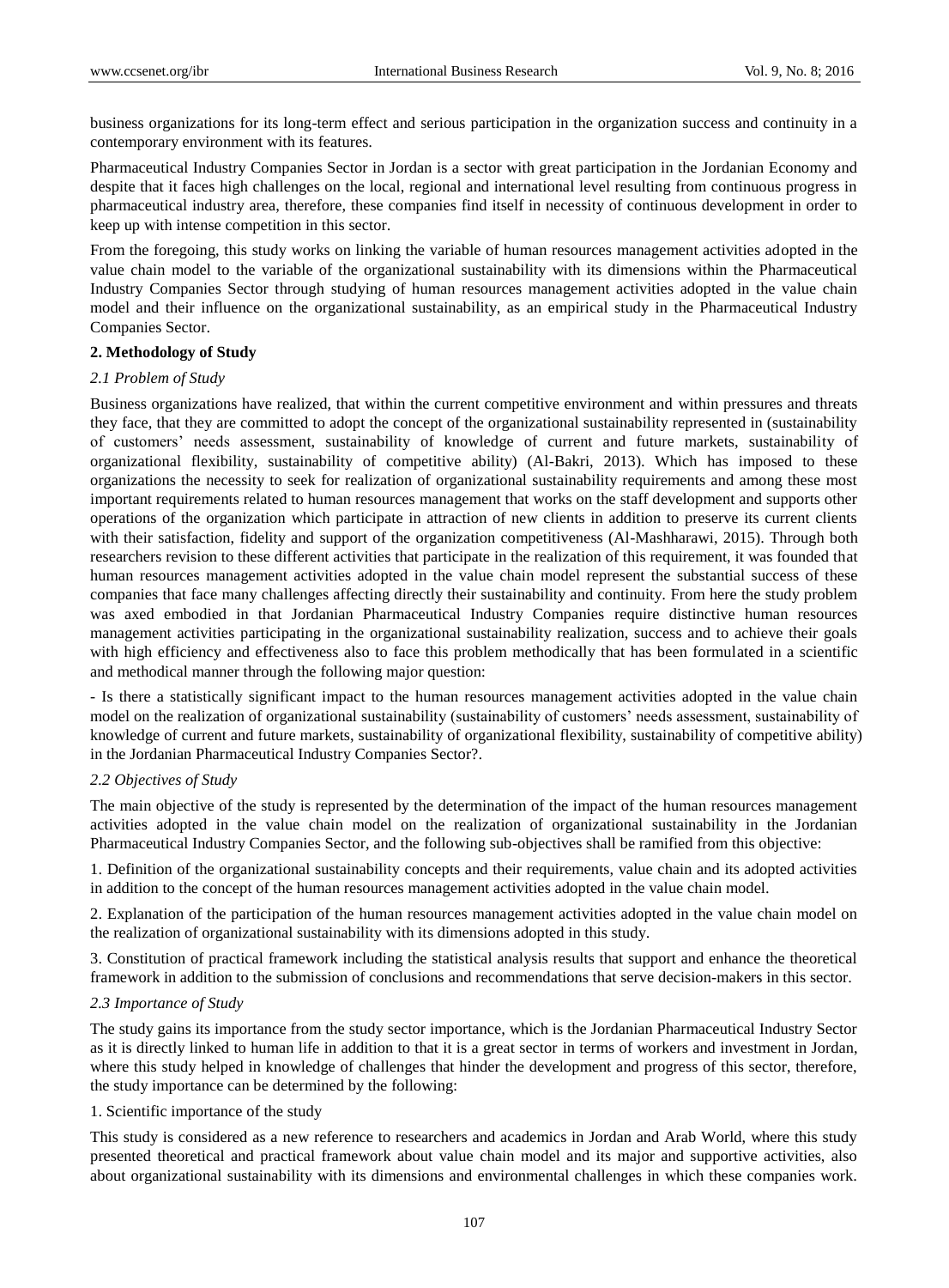business organizations for its long-term effect and serious participation in the organization success and continuity in a contemporary environment with its features.

Pharmaceutical Industry Companies Sector in Jordan is a sector with great participation in the Jordanian Economy and despite that it faces high challenges on the local, regional and international level resulting from continuous progress in pharmaceutical industry area, therefore, these companies find itself in necessity of continuous development in order to keep up with intense competition in this sector.

From the foregoing, this study works on linking the variable of human resources management activities adopted in the value chain model to the variable of the organizational sustainability with its dimensions within the Pharmaceutical Industry Companies Sector through studying of human resources management activities adopted in the value chain model and their influence on the organizational sustainability, as an empirical study in the Pharmaceutical Industry Companies Sector.

## 2. Methodology of Study

### *2.1 Problem of Study*

Business organizations have realized, that within the current competitive environment and within pressures and threats they face, that they are committed to adopt the concept of the organizational sustainability represented in (sustainability of customers' needs assessment, sustainability of knowledge of current and future markets, sustainability of organizational flexibility, sustainability of competitive ability) (Al-Bakri, 2013). Which has imposed to these organizations the necessity to seek for realization of organizational sustainability requirements and among these most important requirements related to human resources management that works on the staff development and supports other operations of the organization which participate in attraction of new clients in addition to preserve its current clients with their satisfaction, fidelity and support of the organization competitiveness (Al-Mashharawi, 2015). Through both researchers revision to these different activities that participate in the realization of this requirement, it was founded that human resources management activities adopted in the value chain model represent the substantial success of these companies that face many challenges affecting directly their sustainability and continuity. From here the study problem was axed embodied in that Jordanian Pharmaceutical Industry Companies require distinctive human resources management activities participating in the organizational sustainability realization, success and to achieve their goals with high efficiency and effectiveness also to face this problem methodically that has been formulated in a scientific and methodical manner through the following major question:

- Is there a statistically significant impact to the human resources management activities adopted in the value chain model on the realization of organizational sustainability (sustainability of customers' needs assessment, sustainability of knowledge of current and future markets, sustainability of organizational flexibility, sustainability of competitive ability) in the Jordanian Pharmaceutical Industry Companies Sector?.

### *2.2 Objectives of Study*

The main objective of the study is represented by the determination of the impact of the human resources management activities adopted in the value chain model on the realization of organizational sustainability in the Jordanian Pharmaceutical Industry Companies Sector, and the following sub-objectives shall be ramified from this objective:

1. Definition of the organizational sustainability concepts and their requirements, value chain and its adopted activities in addition to the concept of the human resources management activities adopted in the value chain model.

2. Explanation of the participation of the human resources management activities adopted in the value chain model on the realization of organizational sustainability with its dimensions adopted in this study.

3. Constitution of practical framework including the statistical analysis results that support and enhance the theoretical framework in addition to the submission of conclusions and recommendations that serve decision-makers in this sector.

### *2.3 Importance of Study*

The study gains its importance from the study sector importance, which is the Jordanian Pharmaceutical Industry Sector as it is directly linked to human life in addition to that it is a great sector in terms of workers and investment in Jordan, where this study helped in knowledge of challenges that hinder the development and progress of this sector, therefore, the study importance can be determined by the following:

1. Scientific importance of the study

This study is considered as a new reference to researchers and academics in Jordan and Arab World, where this study presented theoretical and practical framework about value chain model and its major and supportive activities, also about organizational sustainability with its dimensions and environmental challenges in which these companies work.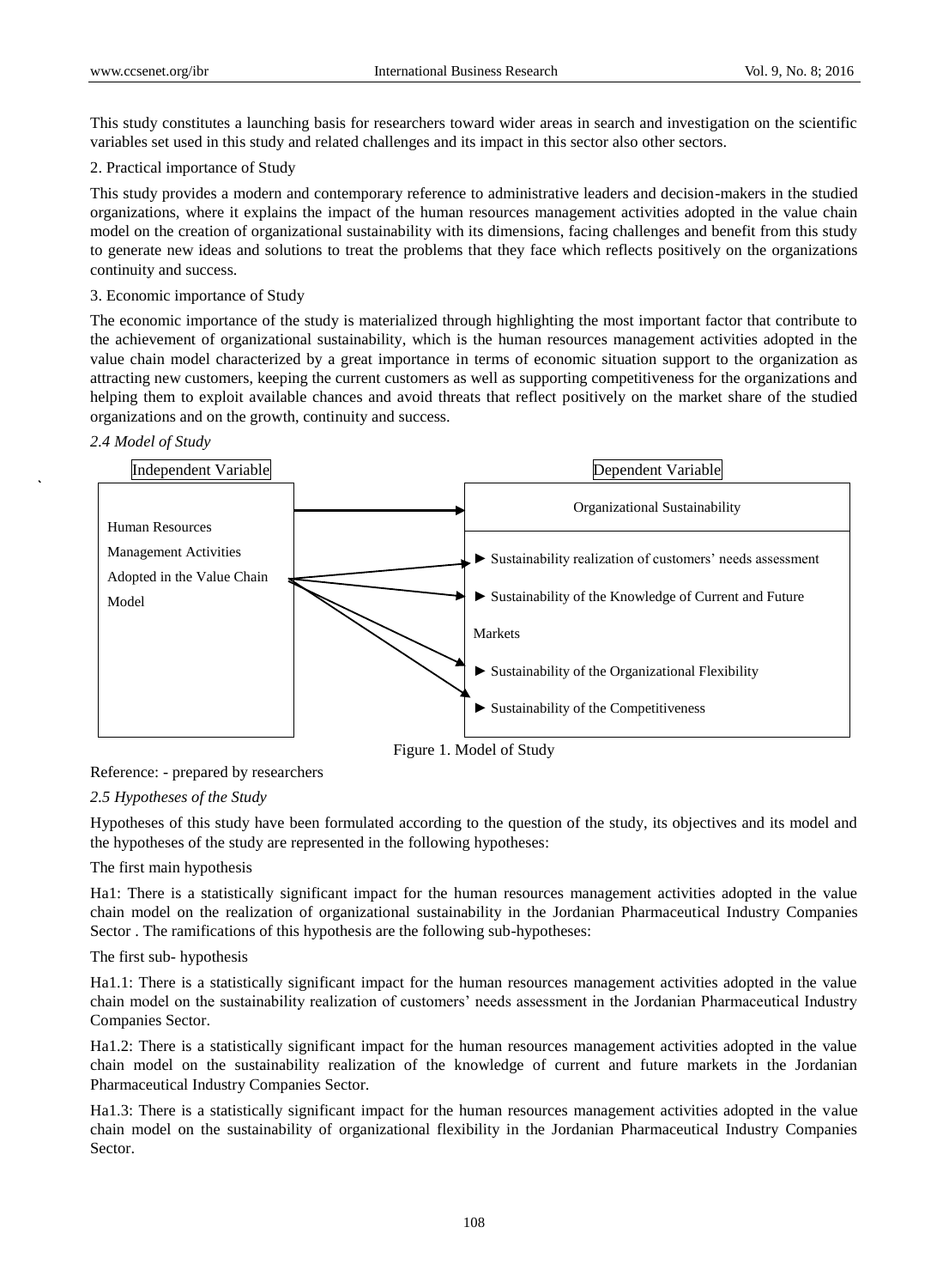This study constitutes a launching basis for researchers toward wider areas in search and investigation on the scientific variables set used in this study and related challenges and its impact in this sector also other sectors.

2. Practical importance of Study

This study provides a modern and contemporary reference to administrative leaders and decision-makers in the studied organizations, where it explains the impact of the human resources management activities adopted in the value chain model on the creation of organizational sustainability with its dimensions, facing challenges and benefit from this study to generate new ideas and solutions to treat the problems that they face which reflects positively on the organizations continuity and success.

3. Economic importance of Study

The economic importance of the study is materialized through highlighting the most important factor that contribute to the achievement of organizational sustainability, which is the human resources management activities adopted in the value chain model characterized by a great importance in terms of economic situation support to the organization as attracting new customers, keeping the current customers as well as supporting competitiveness for the organizations and helping them to exploit available chances and avoid threats that reflect positively on the market share of the studied organizations and on the growth, continuity and success.

### *2.4 Model of Study*

| Independent Variable | Dependent Variable |
|---|---|
| Human Resources Management Activities Adopted in the Value Chain Model | Organizational Sustainability |
| | ► Sustainability realization of customers' needs assessment |
| | ► Sustainability of the Knowledge of Current and Future Markets |
| | ► Sustainability of the Organizational Flexibility |
| | ► Sustainability of the Competitiveness |

Figure 1. Model of Study

Reference: - prepared by researchers

### *2.5 Hypotheses of the Study*

Hypotheses of this study have been formulated according to the question of the study, its objectives and its model and the hypotheses of the study are represented in the following hypotheses:

The first main hypothesis

Ha1: There is a statistically significant impact for the human resources management activities adopted in the value chain model on the realization of organizational sustainability in the Jordanian Pharmaceutical Industry Companies Sector . The ramifications of this hypothesis are the following sub-hypotheses:

The first sub- hypothesis

Ha1.1: There is a statistically significant impact for the human resources management activities adopted in the value chain model on the sustainability realization of customers' needs assessment in the Jordanian Pharmaceutical Industry Companies Sector.

Ha1.2: There is a statistically significant impact for the human resources management activities adopted in the value chain model on the sustainability realization of the knowledge of current and future markets in the Jordanian Pharmaceutical Industry Companies Sector.

Ha1.3: There is a statistically significant impact for the human resources management activities adopted in the value chain model on the sustainability of organizational flexibility in the Jordanian Pharmaceutical Industry Companies Sector.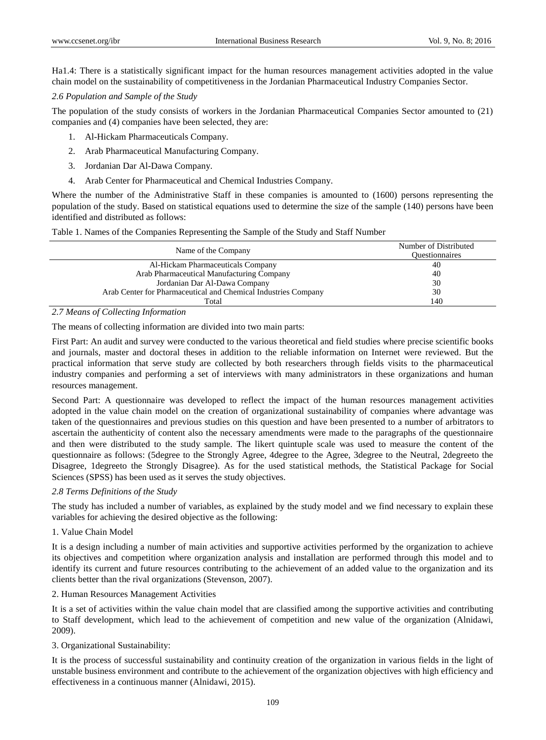Ha1.4: There is a statistically significant impact for the human resources management activities adopted in the value chain model on the sustainability of competitiveness in the Jordanian Pharmaceutical Industry Companies Sector.

### *2.6 Population and Sample of the Study*

The population of the study consists of workers in the Jordanian Pharmaceutical Companies Sector amounted to (21) companies and (4) companies have been selected, they are:

1. Al-Hickam Pharmaceuticals Company.
2. Arab Pharmaceutical Manufacturing Company.
3. Jordanian Dar Al-Dawa Company.
4. Arab Center for Pharmaceutical and Chemical Industries Company.

Where the number of the Administrative Staff in these companies is amounted to (1600) persons representing the population of the study. Based on statistical equations used to determine the size of the sample (140) persons have been identified and distributed as follows:

Table 1. Names of the Companies Representing the Sample of the Study and Staff Number

| Name of the Company | Number of Distributed Questionnaires |
|---|---|
| Al-Hickam Pharmaceuticals Company | 40 |
| Arab Pharmaceutical Manufacturing Company | 40 |
| Jordanian Dar Al-Dawa Company | 30 |
| Arab Center for Pharmaceutical and Chemical Industries Company | 30 |
| Total | 140 |

### *2.7 Means of Collecting Information*

The means of collecting information are divided into two main parts:

First Part: An audit and survey were conducted to the various theoretical and field studies where precise scientific books and journals, master and doctoral theses in addition to the reliable information on Internet were reviewed. But the practical information that serve study are collected by both researchers through fields visits to the pharmaceutical industry companies and performing a set of interviews with many administrators in these organizations and human resources management.

Second Part: A questionnaire was developed to reflect the impact of the human resources management activities adopted in the value chain model on the creation of organizational sustainability of companies where advantage was taken of the questionnaires and previous studies on this question and have been presented to a number of arbitrators to ascertain the authenticity of content also the necessary amendments were made to the paragraphs of the questionnaire and then were distributed to the study sample. The likert quintuple scale was used to measure the content of the questionnaire as follows: (5degree to the Strongly Agree, 4degree to the Agree, 3degree to the Neutral, 2degreeto the Disagree, 1degreeto the Strongly Disagree). As for the used statistical methods, the Statistical Package for Social Sciences (SPSS) has been used as it serves the study objectives.

### *2.8 Terms Definitions of the Study*

The study has included a number of variables, as explained by the study model and we find necessary to explain these variables for achieving the desired objective as the following:

1. Value Chain Model

It is a design including a number of main activities and supportive activities performed by the organization to achieve its objectives and competition where organization analysis and installation are performed through this model and to identify its current and future resources contributing to the achievement of an added value to the organization and its clients better than the rival organizations (Stevenson, 2007).

2. Human Resources Management Activities

It is a set of activities within the value chain model that are classified among the supportive activities and contributing to Staff development, which lead to the achievement of competition and new value of the organization (Alnidawi, 2009).

3. Organizational Sustainability:

It is the process of successful sustainability and continuity creation of the organization in various fields in the light of unstable business environment and contribute to the achievement of the organization objectives with high efficiency and effectiveness in a continuous manner (Alnidawi, 2015).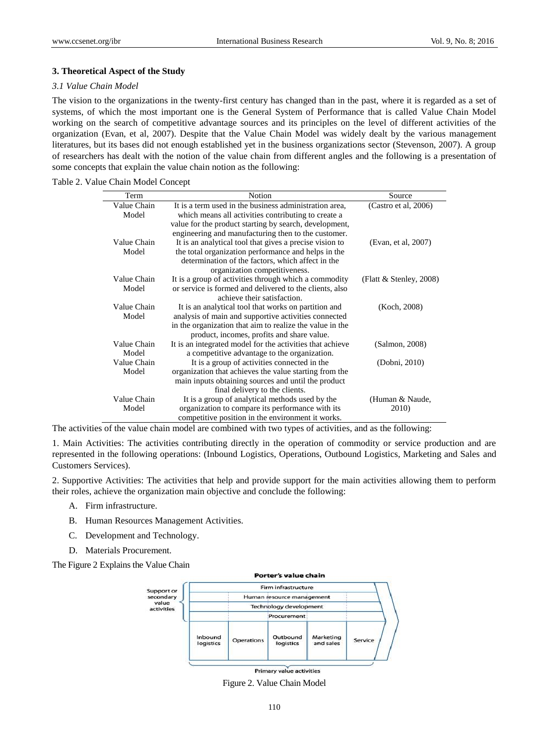## 3. Theoretical Aspect of the Study

### *3.1 Value Chain Model*

The vision to the organizations in the twenty-first century has changed than in the past, where it is regarded as a set of systems, of which the most important one is the General System of Performance that is called Value Chain Model working on the search of competitive advantage sources and its principles on the level of different activities of the organization (Evan, et al, 2007). Despite that the Value Chain Model was widely dealt by the various management literatures, but its bases did not enough established yet in the business organizations sector (Stevenson, 2007). A group of researchers has dealt with the notion of the value chain from different angles and the following is a presentation of some concepts that explain the value chain notion as the following:

Table 2. Value Chain Model Concept

| Term | Notion | Source |
|---|---|---|
| Value Chain Model | It is a term used in the business administration area, which means all activities contributing to create a value for the product starting by search, development, engineering and manufacturing then to the customer. | (Castro et al, 2006) |
| Value Chain Model | It is an analytical tool that gives a precise vision to the total organization performance and helps in the determination of the factors, which affect in the organization competitiveness. | (Evan, et al, 2007) |
| Value Chain Model | It is a group of activities through which a commodity or service is formed and delivered to the clients, also achieve their satisfaction. | (Flatt & Stenley, 2008) |
| Value Chain Model | It is an analytical tool that works on partition and analysis of main and supportive activities connected in the organization that aim to realize the value in the product, incomes, profits and share value. | (Koch, 2008) |
| Value Chain Model | It is an integrated model for the activities that achieve a competitive advantage to the organization. | (Salmon, 2008) |
| Value Chain Model | It is a group of activities connected in the organization that achieves the value starting from the main inputs obtaining sources and until the product final delivery to the clients. | (Dobni, 2010) |
| Value Chain Model | It is a group of analytical methods used by the organization to compare its performance with its competitive position in the environment it works. | (Human & Naude, 2010) |

The activities of the value chain model are combined with two types of activities, and as the following:

1. Main Activities: The activities contributing directly in the operation of commodity or service production and are represented in the following operations: (Inbound Logistics, Operations, Outbound Logistics, Marketing and Sales and Customers Services).

2. Supportive Activities: The activities that help and provide support for the main activities allowing them to perform their roles, achieve the organization main objective and conclude the following:

   A. Firm infrastructure.

   B. Human Resources Management Activities.

   C. Development and Technology.

   D. Materials Procurement.

The Figure 2 Explains the Value Chain

**Porter's value chain**

| Support or secondary value activities | Firm infrastructure | | | | |
|---|---|---|---|---|---|
| | Human resource management | | | | |
| | Technology development | | | | |
| | Procurement | | | | |
| Primary value activities | Inbound logistics | Operations | Outbound logistics | Marketing and sales | Service |

Figure 2. Value Chain Model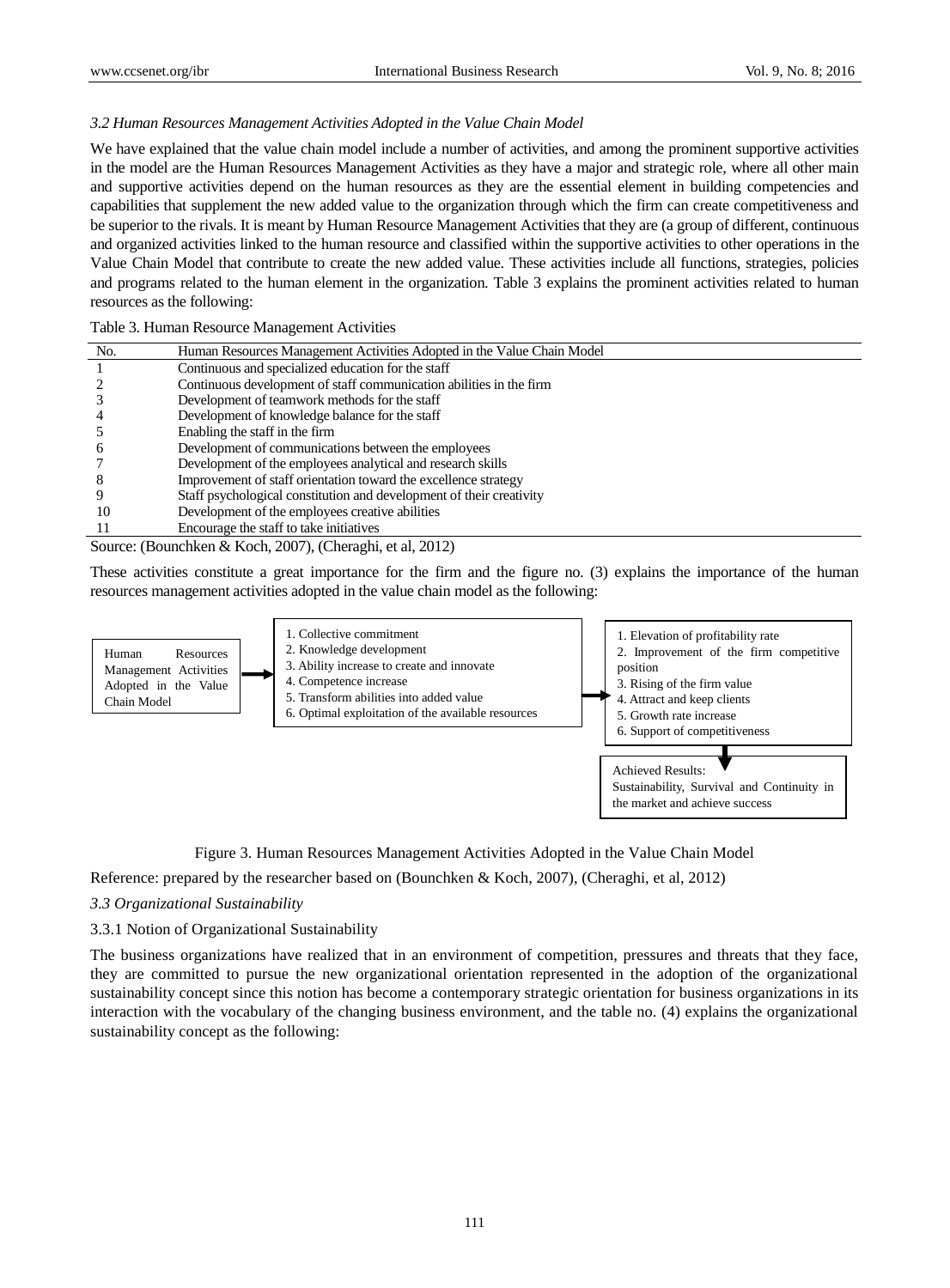*3.2 Human Resources Management Activities Adopted in the Value Chain Model*

We have explained that the value chain model include a number of activities, and among the prominent supportive activities in the model are the Human Resources Management Activities as they have a major and strategic role, where all other main and supportive activities depend on the human resources as they are the essential element in building competencies and capabilities that supplement the new added value to the organization through which the firm can create competitiveness and be superior to the rivals. It is meant by Human Resource Management Activities that they are (a group of different, continuous and organized activities linked to the human resource and classified within the supportive activities to other operations in the Value Chain Model that contribute to create the new added value. These activities include all functions, strategies, policies and programs related to the human element in the organization. Table 3 explains the prominent activities related to human resources as the following:

Table 3. Human Resource Management Activities

| No. | Human Resources Management Activities Adopted in the Value Chain Model |
|---|---|
| 1 | Continuous and specialized education for the staff |
| 2 | Continuous development of staff communication abilities in the firm |
| 3 | Development of teamwork methods for the staff |
| 4 | Development of knowledge balance for the staff |
| 5 | Enabling the staff in the firm |
| 6 | Development of communications between the employees |
| 7 | Development of the employees analytical and research skills |
| 8 | Improvement of staff orientation toward the excellence strategy |
| 9 | Staff psychological constitution and development of their creativity |
| 10 | Development of the employees creative abilities |
| 11 | Encourage the staff to take initiatives |

Source: (Bounchken & Koch, 2007), (Cheraghi, et al, 2012)

These activities constitute a great importance for the firm and the figure no. (3) explains the importance of the human resources management activities adopted in the value chain model as the following:

Human Resources Management Activities Adopted in the Value Chain Model → 1. Collective commitment 2. Knowledge development 3. Ability increase to create and innovate 4. Competence increase 5. Transform abilities into added value 6. Optimal exploitation of the available resources → 1. Elevation of profitability rate 2. Improvement of the firm competitive position 3. Rising of the firm value 4. Attract and keep clients 5. Growth rate increase 6. Support of competitiveness → Achieved Results: Sustainability, Survival and Continuity in the market and achieve success

Figure 3. Human Resources Management Activities Adopted in the Value Chain Model

Reference: prepared by the researcher based on (Bounchken & Koch, 2007), (Cheraghi, et al, 2012)

*3.3 Organizational Sustainability*

3.3.1 Notion of Organizational Sustainability

The business organizations have realized that in an environment of competition, pressures and threats that they face, they are committed to pursue the new organizational orientation represented in the adoption of the organizational sustainability concept since this notion has become a contemporary strategic orientation for business organizations in its interaction with the vocabulary of the changing business environment, and the table no. (4) explains the organizational sustainability concept as the following: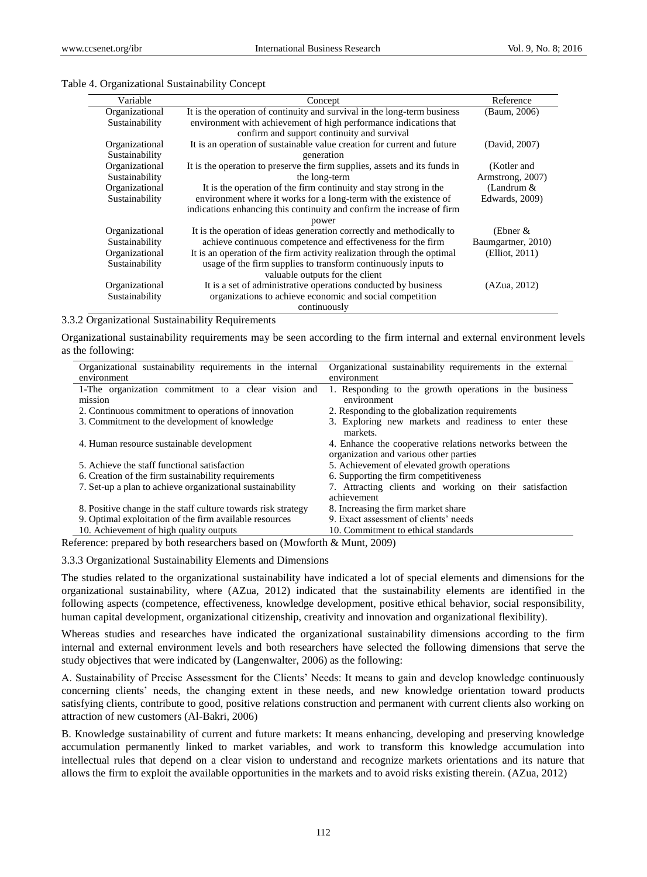Table 4. Organizational Sustainability Concept

| Variable | Concept | Reference |
|---|---|---|
| Organizational Sustainability | It is the operation of continuity and survival in the long-term business environment with achievement of high performance indications that confirm and support continuity and survival | (Baum, 2006) |
| Organizational Sustainability | It is an operation of sustainable value creation for current and future generation | (David, 2007) |
| Organizational Sustainability | It is the operation to preserve the firm supplies, assets and its funds in the long-term | (Kotler and Armstrong, 2007) |
| Organizational Sustainability | It is the operation of the firm continuity and stay strong in the environment where it works for a long-term with the existence of indications enhancing this continuity and confirm the increase of firm power | (Landrum & Edwards, 2009) |
| Organizational Sustainability | It is the operation of ideas generation correctly and methodically to achieve continuous competence and effectiveness for the firm | (Ebner & Baumgartner, 2010) |
| Organizational Sustainability | It is an operation of the firm activity realization through the optimal usage of the firm supplies to transform continuously inputs to valuable outputs for the client | (Elliot, 2011) |
| Organizational Sustainability | It is a set of administrative operations conducted by business organizations to achieve economic and social competition continuously | (AZua, 2012) |

3.3.2 Organizational Sustainability Requirements

Organizational sustainability requirements may be seen according to the firm internal and external environment levels as the following:

| Organizational sustainability requirements in the internal environment | Organizational sustainability requirements in the external environment |
|---|---|
| 1-The organization commitment to a clear vision and mission | 1. Responding to the growth operations in the business environment |
| 2. Continuous commitment to operations of innovation | 2. Responding to the globalization requirements |
| 3. Commitment to the development of knowledge | 3. Exploring new markets and readiness to enter these markets. |
| 4. Human resource sustainable development | 4. Enhance the cooperative relations networks between the organization and various other parties |
| 5. Achieve the staff functional satisfaction | 5. Achievement of elevated growth operations |
| 6. Creation of the firm sustainability requirements | 6. Supporting the firm competitiveness |
| 7. Set-up a plan to achieve organizational sustainability | 7. Attracting clients and working on their satisfaction achievement |
| 8. Positive change in the staff culture towards risk strategy | 8. Increasing the firm market share |
| 9. Optimal exploitation of the firm available resources | 9. Exact assessment of clients' needs |
| 10. Achievement of high quality outputs | 10. Commitment to ethical standards |

Reference: prepared by both researchers based on (Mowforth & Munt, 2009)

3.3.3 Organizational Sustainability Elements and Dimensions

The studies related to the organizational sustainability have indicated a lot of special elements and dimensions for the organizational sustainability, where (AZua, 2012) indicated that the sustainability elements are identified in the following aspects (competence, effectiveness, knowledge development, positive ethical behavior, social responsibility, human capital development, organizational citizenship, creativity and innovation and organizational flexibility).

Whereas studies and researches have indicated the organizational sustainability dimensions according to the firm internal and external environment levels and both researchers have selected the following dimensions that serve the study objectives that were indicated by (Langenwalter, 2006) as the following:

A. Sustainability of Precise Assessment for the Clients' Needs: It means to gain and develop knowledge continuously concerning clients' needs, the changing extent in these needs, and new knowledge orientation toward products satisfying clients, contribute to good, positive relations construction and permanent with current clients also working on attraction of new customers (Al-Bakri, 2006)

B. Knowledge sustainability of current and future markets: It means enhancing, developing and preserving knowledge accumulation permanently linked to market variables, and work to transform this knowledge accumulation into intellectual rules that depend on a clear vision to understand and recognize markets orientations and its nature that allows the firm to exploit the available opportunities in the markets and to avoid risks existing therein. (AZua, 2012)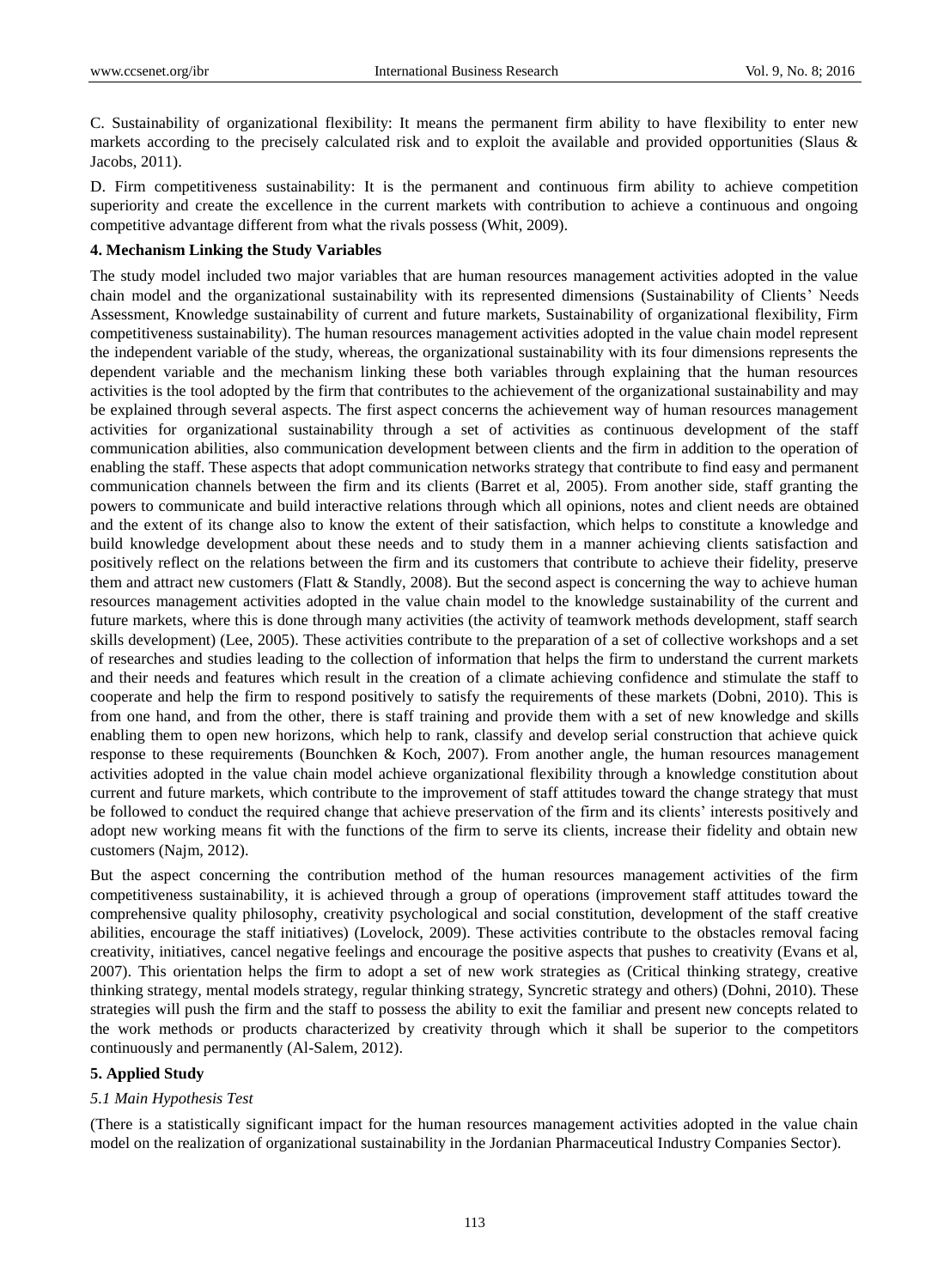C. Sustainability of organizational flexibility: It means the permanent firm ability to have flexibility to enter new markets according to the precisely calculated risk and to exploit the available and provided opportunities (Slaus & Jacobs, 2011).

D. Firm competitiveness sustainability: It is the permanent and continuous firm ability to achieve competition superiority and create the excellence in the current markets with contribution to achieve a continuous and ongoing competitive advantage different from what the rivals possess (Whit, 2009).

## 4. Mechanism Linking the Study Variables

The study model included two major variables that are human resources management activities adopted in the value chain model and the organizational sustainability with its represented dimensions (Sustainability of Clients' Needs Assessment, Knowledge sustainability of current and future markets, Sustainability of organizational flexibility, Firm competitiveness sustainability). The human resources management activities adopted in the value chain model represent the independent variable of the study, whereas, the organizational sustainability with its four dimensions represents the dependent variable and the mechanism linking these both variables through explaining that the human resources activities is the tool adopted by the firm that contributes to the achievement of the organizational sustainability and may be explained through several aspects. The first aspect concerns the achievement way of human resources management activities for organizational sustainability through a set of activities as continuous development of the staff communication abilities, also communication development between clients and the firm in addition to the operation of enabling the staff. These aspects that adopt communication networks strategy that contribute to find easy and permanent communication channels between the firm and its clients (Barret et al, 2005). From another side, staff granting the powers to communicate and build interactive relations through which all opinions, notes and client needs are obtained and the extent of its change also to know the extent of their satisfaction, which helps to constitute a knowledge and build knowledge development about these needs and to study them in a manner achieving clients satisfaction and positively reflect on the relations between the firm and its customers that contribute to achieve their fidelity, preserve them and attract new customers (Flatt & Standly, 2008). But the second aspect is concerning the way to achieve human resources management activities adopted in the value chain model to the knowledge sustainability of the current and future markets, where this is done through many activities (the activity of teamwork methods development, staff search skills development) (Lee, 2005). These activities contribute to the preparation of a set of collective workshops and a set of researches and studies leading to the collection of information that helps the firm to understand the current markets and their needs and features which result in the creation of a climate achieving confidence and stimulate the staff to cooperate and help the firm to respond positively to satisfy the requirements of these markets (Dobni, 2010). This is from one hand, and from the other, there is staff training and provide them with a set of new knowledge and skills enabling them to open new horizons, which help to rank, classify and develop serial construction that achieve quick response to these requirements (Bounchken & Koch, 2007). From another angle, the human resources management activities adopted in the value chain model achieve organizational flexibility through a knowledge construction about current and future markets, which contribute to the improvement of staff attitudes toward the change strategy that must be followed to conduct the required change that achieve preservation of the firm and its clients' interests positively and adopt new working means fit with the functions of the firm to serve its clients, increase their fidelity and obtain new customers (Najm, 2012).

But the aspect concerning the contribution method of the human resources management activities of the firm competitiveness sustainability, it is achieved through a group of operations (improvement staff attitudes toward the comprehensive quality philosophy, creativity psychological and social constitution, development of the staff creative abilities, encourage the staff initiatives) (Lovelock, 2009). These activities contribute to the obstacles removal facing creativity, initiatives, cancel negative feelings and encourage the positive aspects that pushes to creativity (Evans et al, 2007). This orientation helps the firm to adopt a set of new work strategies as (Critical thinking strategy, creative thinking strategy, mental models strategy, regular thinking strategy, Syncretic strategy and others) (Dohni, 2010). These strategies will push the firm and the staff to possess the ability to exit the familiar and present new concepts related to the work methods or products characterized by creativity through which it shall be superior to the competitors continuously and permanently (Al-Salem, 2012).

## 5. Applied Study

### *5.1 Main Hypothesis Test*

(There is a statistically significant impact for the human resources management activities adopted in the value chain model on the realization of organizational sustainability in the Jordanian Pharmaceutical Industry Companies Sector).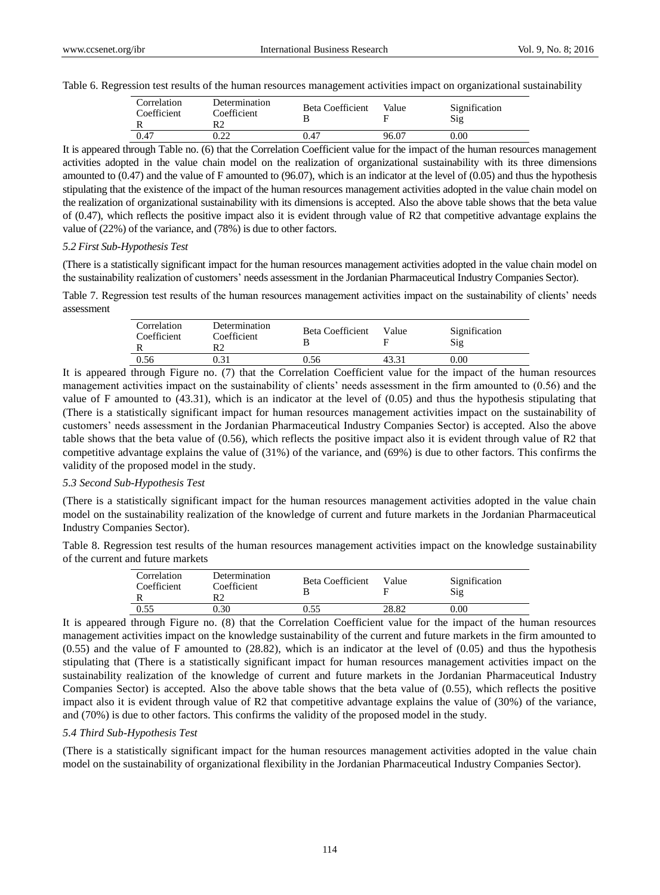Table 6. Regression test results of the human resources management activities impact on organizational sustainability

| Correlation Coefficient R | Determination Coefficient R2 | Beta Coefficient B | Value F | Signification Sig |
|---|---|---|---|---|
| 0.47 | 0.22 | 0.47 | 96.07 | 0.00 |

It is appeared through Table no. (6) that the Correlation Coefficient value for the impact of the human resources management activities adopted in the value chain model on the realization of organizational sustainability with its three dimensions amounted to (0.47) and the value of F amounted to (96.07), which is an indicator at the level of (0.05) and thus the hypothesis stipulating that the existence of the impact of the human resources management activities adopted in the value chain model on the realization of organizational sustainability with its dimensions is accepted. Also the above table shows that the beta value of (0.47), which reflects the positive impact also it is evident through value of R2 that competitive advantage explains the value of (22%) of the variance, and (78%) is due to other factors.

### *5.2 First Sub-Hypothesis Test*

(There is a statistically significant impact for the human resources management activities adopted in the value chain model on the sustainability realization of customers' needs assessment in the Jordanian Pharmaceutical Industry Companies Sector).

Table 7. Regression test results of the human resources management activities impact on the sustainability of clients' needs assessment

| Correlation Coefficient R | Determination Coefficient R2 | Beta Coefficient B | Value F | Signification Sig |
|---|---|---|---|---|
| 0.56 | 0.31 | 0.56 | 43.31 | 0.00 |

It is appeared through Figure no. (7) that the Correlation Coefficient value for the impact of the human resources management activities impact on the sustainability of clients' needs assessment in the firm amounted to (0.56) and the value of F amounted to (43.31), which is an indicator at the level of (0.05) and thus the hypothesis stipulating that (There is a statistically significant impact for human resources management activities impact on the sustainability of customers' needs assessment in the Jordanian Pharmaceutical Industry Companies Sector) is accepted. Also the above table shows that the beta value of (0.56), which reflects the positive impact also it is evident through value of R2 that competitive advantage explains the value of (31%) of the variance, and (69%) is due to other factors. This confirms the validity of the proposed model in the study.

### *5.3 Second Sub-Hypothesis Test*

(There is a statistically significant impact for the human resources management activities adopted in the value chain model on the sustainability realization of the knowledge of current and future markets in the Jordanian Pharmaceutical Industry Companies Sector).

Table 8. Regression test results of the human resources management activities impact on the knowledge sustainability of the current and future markets

| Correlation Coefficient R | Determination Coefficient R2 | Beta Coefficient B | Value F | Signification Sig |
|---|---|---|---|---|
| 0.55 | 0.30 | 0.55 | 28.82 | 0.00 |

It is appeared through Figure no. (8) that the Correlation Coefficient value for the impact of the human resources management activities impact on the knowledge sustainability of the current and future markets in the firm amounted to (0.55) and the value of F amounted to (28.82), which is an indicator at the level of (0.05) and thus the hypothesis stipulating that (There is a statistically significant impact for human resources management activities impact on the sustainability realization of the knowledge of current and future markets in the Jordanian Pharmaceutical Industry Companies Sector) is accepted. Also the above table shows that the beta value of (0.55), which reflects the positive impact also it is evident through value of R2 that competitive advantage explains the value of (30%) of the variance, and (70%) is due to other factors. This confirms the validity of the proposed model in the study.

### *5.4 Third Sub-Hypothesis Test*

(There is a statistically significant impact for the human resources management activities adopted in the value chain model on the sustainability of organizational flexibility in the Jordanian Pharmaceutical Industry Companies Sector).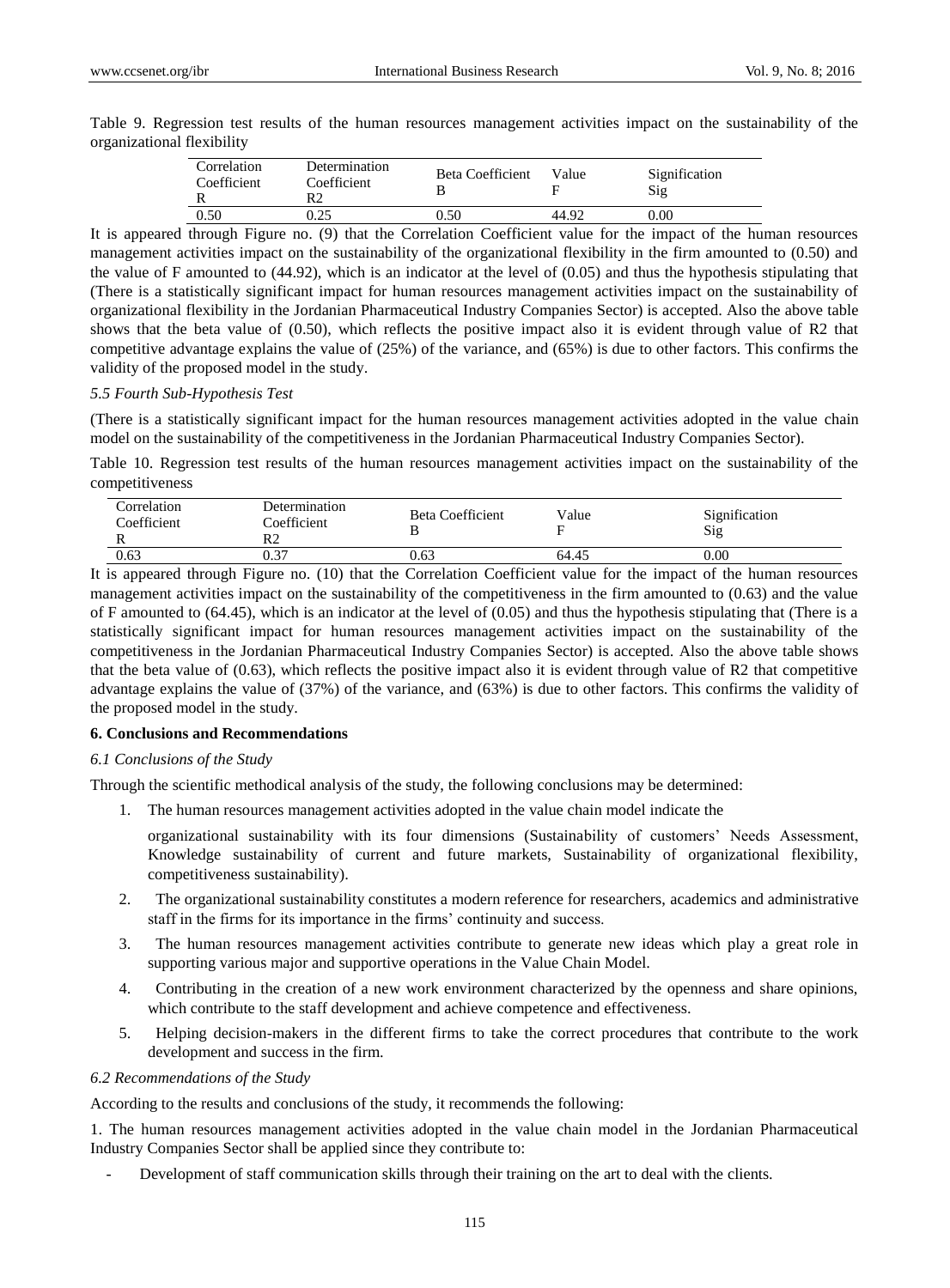Table 9. Regression test results of the human resources management activities impact on the sustainability of the organizational flexibility

| Correlation Coefficient R | Determination Coefficient R2 | Beta Coefficient B | Value F | Signification Sig |
|---|---|---|---|---|
| 0.50 | 0.25 | 0.50 | 44.92 | 0.00 |

It is appeared through Figure no. (9) that the Correlation Coefficient value for the impact of the human resources management activities impact on the sustainability of the organizational flexibility in the firm amounted to (0.50) and the value of F amounted to (44.92), which is an indicator at the level of (0.05) and thus the hypothesis stipulating that (There is a statistically significant impact for human resources management activities impact on the sustainability of organizational flexibility in the Jordanian Pharmaceutical Industry Companies Sector) is accepted. Also the above table shows that the beta value of (0.50), which reflects the positive impact also it is evident through value of R2 that competitive advantage explains the value of (25%) of the variance, and (65%) is due to other factors. This confirms the validity of the proposed model in the study.

### *5.5 Fourth Sub-Hypothesis Test*

(There is a statistically significant impact for the human resources management activities adopted in the value chain model on the sustainability of the competitiveness in the Jordanian Pharmaceutical Industry Companies Sector).

Table 10. Regression test results of the human resources management activities impact on the sustainability of the competitiveness

| Correlation Coefficient R | Determination Coefficient R2 | Beta Coefficient B | Value F | Signification Sig |
|---|---|---|---|---|
| 0.63 | 0.37 | 0.63 | 64.45 | 0.00 |

It is appeared through Figure no. (10) that the Correlation Coefficient value for the impact of the human resources management activities impact on the sustainability of the competitiveness in the firm amounted to (0.63) and the value of F amounted to (64.45), which is an indicator at the level of (0.05) and thus the hypothesis stipulating that (There is a statistically significant impact for human resources management activities impact on the sustainability of the competitiveness in the Jordanian Pharmaceutical Industry Companies Sector) is accepted. Also the above table shows that the beta value of (0.63), which reflects the positive impact also it is evident through value of R2 that competitive advantage explains the value of (37%) of the variance, and (63%) is due to other factors. This confirms the validity of the proposed model in the study.

## 6. Conclusions and Recommendations

### *6.1 Conclusions of the Study*

Through the scientific methodical analysis of the study, the following conclusions may be determined:

1. The human resources management activities adopted in the value chain model indicate the

   organizational sustainability with its four dimensions (Sustainability of customers' Needs Assessment, Knowledge sustainability of current and future markets, Sustainability of organizational flexibility, competitiveness sustainability).

2. The organizational sustainability constitutes a modern reference for researchers, academics and administrative staff in the firms for its importance in the firms' continuity and success.

3. The human resources management activities contribute to generate new ideas which play a great role in supporting various major and supportive operations in the Value Chain Model.

4. Contributing in the creation of a new work environment characterized by the openness and share opinions, which contribute to the staff development and achieve competence and effectiveness.

5. Helping decision-makers in the different firms to take the correct procedures that contribute to the work development and success in the firm.

### *6.2 Recommendations of the Study*

According to the results and conclusions of the study, it recommends the following:

1. The human resources management activities adopted in the value chain model in the Jordanian Pharmaceutical Industry Companies Sector shall be applied since they contribute to:

- Development of staff communication skills through their training on the art to deal with the clients.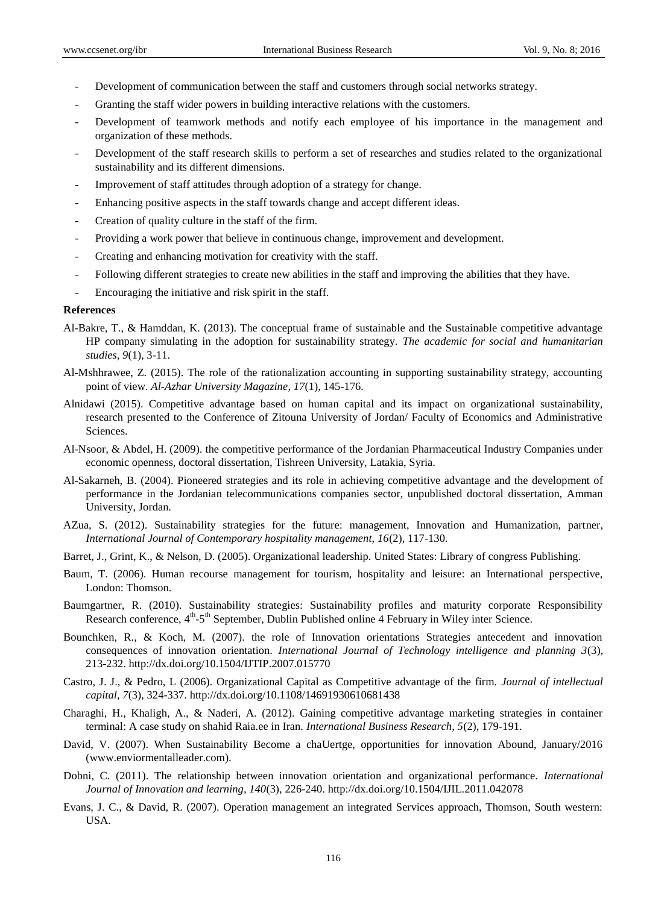- Development of communication between the staff and customers through social networks strategy.
- Granting the staff wider powers in building interactive relations with the customers.
- Development of teamwork methods and notify each employee of his importance in the management and organization of these methods.
- Development of the staff research skills to perform a set of researches and studies related to the organizational sustainability and its different dimensions.
- Improvement of staff attitudes through adoption of a strategy for change.
- Enhancing positive aspects in the staff towards change and accept different ideas.
- Creation of quality culture in the staff of the firm.
- Providing a work power that believe in continuous change, improvement and development.
- Creating and enhancing motivation for creativity with the staff.
- Following different strategies to create new abilities in the staff and improving the abilities that they have.
- Encouraging the initiative and risk spirit in the staff.

**References**

Al-Bakre, T., & Hamddan, K. (2013). The conceptual frame of sustainable and the Sustainable competitive advantage HP company simulating in the adoption for sustainability strategy. *The academic for social and humanitarian studies, 9*(1), 3-11.

Al-Mshhrawee, Z. (2015). The role of the rationalization accounting in supporting sustainability strategy, accounting point of view. *Al-Azhar University Magazine, 17*(1), 145-176.

Alnidawi (2015). Competitive advantage based on human capital and its impact on organizational sustainability, research presented to the Conference of Zitouna University of Jordan/ Faculty of Economics and Administrative Sciences.

Al-Nsoor, & Abdel, H. (2009). the competitive performance of the Jordanian Pharmaceutical Industry Companies under economic openness, doctoral dissertation, Tishreen University, Latakia, Syria.

Al-Sakarneh, B. (2004). Pioneered strategies and its role in achieving competitive advantage and the development of performance in the Jordanian telecommunications companies sector, unpublished doctoral dissertation, Amman University, Jordan.

AZua, S. (2012). Sustainability strategies for the future: management, Innovation and Humanization, partner, *International Journal of Contemporary hospitality management, 16*(2), 117-130.

Barret, J., Grint, K., & Nelson, D. (2005). Organizational leadership. United States: Library of congress Publishing.

Baum, T. (2006). Human recourse management for tourism, hospitality and leisure: an International perspective, London: Thomson.

Baumgartner, R. (2010). Sustainability strategies: Sustainability profiles and maturity corporate Responsibility Research conference, 4th-5th September, Dublin Published online 4 February in Wiley inter Science.

Bounchken, R., & Koch, M. (2007). the role of Innovation orientations Strategies antecedent and innovation consequences of innovation orientation. *International Journal of Technology intelligence and planning 3*(3), 213-232. http://dx.doi.org/10.1504/IJTIP.2007.015770

Castro, J. J., & Pedro, L (2006). Organizational Capital as Competitive advantage of the firm. *Journal of intellectual capital, 7*(3), 324-337. http://dx.doi.org/10.1108/14691930610681438

Charaghi, H., Khaligh, A., & Naderi, A. (2012). Gaining competitive advantage marketing strategies in container terminal: A case study on shahid Raia.ee in Iran. *International Business Research, 5*(2), 179-191.

David, V. (2007). When Sustainability Become a chaUertge, opportunities for innovation Abound, January/2016 (www.enviormentalleader.com).

Dobni, C. (2011). The relationship between innovation orientation and organizational performance. *International Journal of Innovation and learning, 140*(3), 226-240. http://dx.doi.org/10.1504/IJIL.2011.042078

Evans, J. C., & David, R. (2007). Operation management an integrated Services approach, Thomson, South western: USA.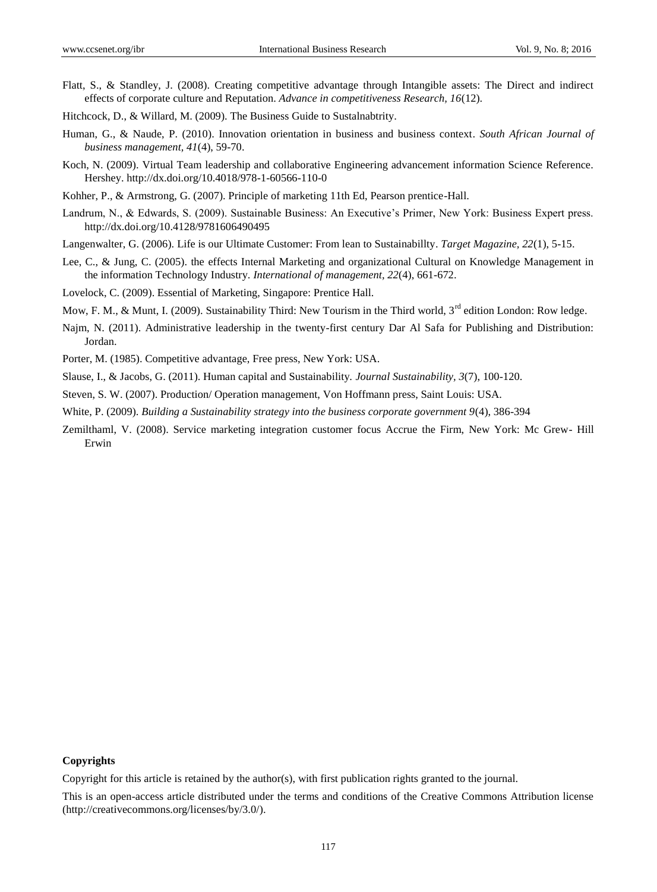Flatt, S., & Standley, J. (2008). Creating competitive advantage through Intangible assets: The Direct and indirect effects of corporate culture and Reputation. *Advance in competitiveness Research, 16*(12).

Hitchcock, D., & Willard, M. (2009). The Business Guide to Sustalnabtrity.

Human, G., & Naude, P. (2010). Innovation orientation in business and business context. *South African Journal of business management*, *41*(4), 59-70.

Koch, N. (2009). Virtual Team leadership and collaborative Engineering advancement information Science Reference. Hershey. http://dx.doi.org/10.4018/978-1-60566-110-0

Kohher, P., & Armstrong, G. (2007). Principle of marketing 11th Ed, Pearson prentice-Hall.

Landrum, N., & Edwards, S. (2009). Sustainable Business: An Executive's Primer, New York: Business Expert press. http://dx.doi.org/10.4128/9781606490495

Langenwalter, G. (2006). Life is our Ultimate Customer: From lean to Sustainabillty. *Target Magazine, 22*(1), 5-15.

Lee, C., & Jung, C. (2005). the effects Internal Marketing and organizational Cultural on Knowledge Management in the information Technology Industry. *International of management, 22*(4), 661-672.

Lovelock, C. (2009). Essential of Marketing, Singapore: Prentice Hall.

Mow, F. M., & Munt, I. (2009). Sustainability Third: New Tourism in the Third world, 3rd edition London: Row ledge.

Najm, N. (2011). Administrative leadership in the twenty-first century Dar Al Safa for Publishing and Distribution: Jordan.

Porter, M. (1985). Competitive advantage, Free press, New York: USA.

Slause, I., & Jacobs, G. (2011). Human capital and Sustainability. *Journal Sustainability, 3*(7), 100-120.

Steven, S. W. (2007). Production/ Operation management, Von Hoffmann press, Saint Louis: USA.

White, P. (2009). *Building a Sustainability strategy into the business corporate government 9*(4), 386-394

Zemilthaml, V. (2008). Service marketing integration customer focus Accrue the Firm, New York: Mc Grew- Hill Erwin

**Copyrights**

Copyright for this article is retained by the author(s), with first publication rights granted to the journal.

This is an open-access article distributed under the terms and conditions of the Creative Commons Attribution license (http://creativecommons.org/licenses/by/3.0/).